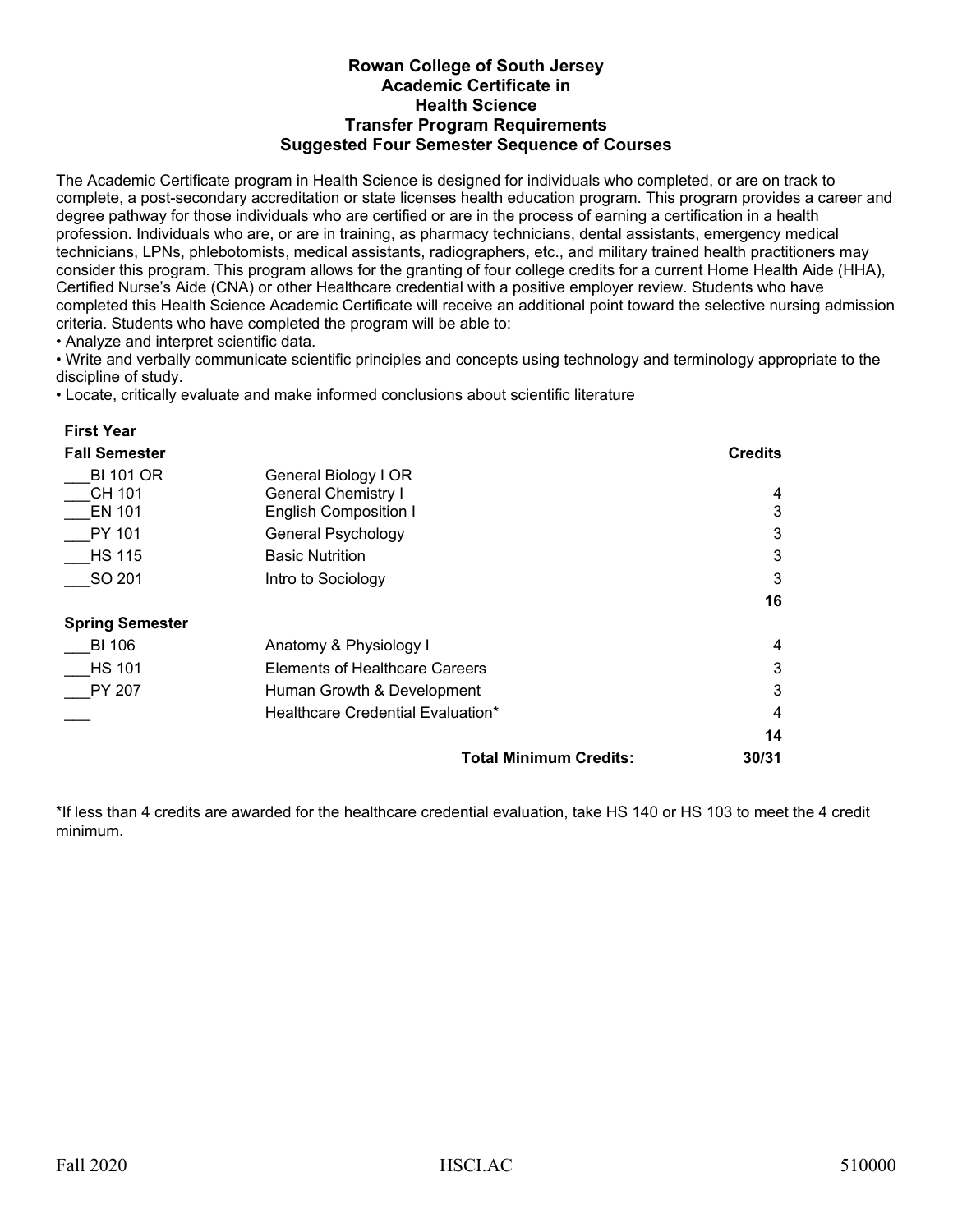# Rowan College of South Jersey
## Academic Certificate in
## Health Science
## Transfer Program Requirements
## Suggested Four Semester Sequence of Courses

The Academic Certificate program in Health Science is designed for individuals who completed, or are on track to complete, a post-secondary accreditation or state licenses health education program. This program provides a career and degree pathway for those individuals who are certified or are in the process of earning a certification in a health profession. Individuals who are, or are in training, as pharmacy technicians, dental assistants, emergency medical technicians, LPNs, phlebotomists, medical assistants, radiographers, etc., and military trained health practitioners may consider this program. This program allows for the granting of four college credits for a current Home Health Aide (HHA), Certified Nurse's Aide (CNA) or other Healthcare credential with a positive employer review. Students who have completed this Health Science Academic Certificate will receive an additional point toward the selective nursing admission criteria. Students who have completed the program will be able to:

- Analyze and interpret scientific data.
- Write and verbally communicate scientific principles and concepts using technology and terminology appropriate to the discipline of study.
- Locate, critically evaluate and make informed conclusions about scientific literature

**First Year**

| **Fall Semester** | | **Credits** |
|---|---|---|
| ___BI 101 OR<br>___CH 101 | General Biology I OR<br>General Chemistry I | 4 |
| ___EN 101 | English Composition I | 3 |
| ___PY 101 | General Psychology | 3 |
| ___HS 115 | Basic Nutrition | 3 |
| ___SO 201 | Intro to Sociology | 3 |
| | | **16** |

| **Spring Semester** | | |
|---|---|---|
| ___BI 106 | Anatomy & Physiology I | 4 |
| ___HS 101 | Elements of Healthcare Careers | 3 |
| ___PY 207 | Human Growth & Development | 3 |
| ___ | Healthcare Credential Evaluation* | 4 |
| | | **14** |
| | **Total Minimum Credits:** | **30/31** |

*If less than 4 credits are awarded for the healthcare credential evaluation, take HS 140 or HS 103 to meet the 4 credit minimum.

Fall 2020 HSCI.AC 510000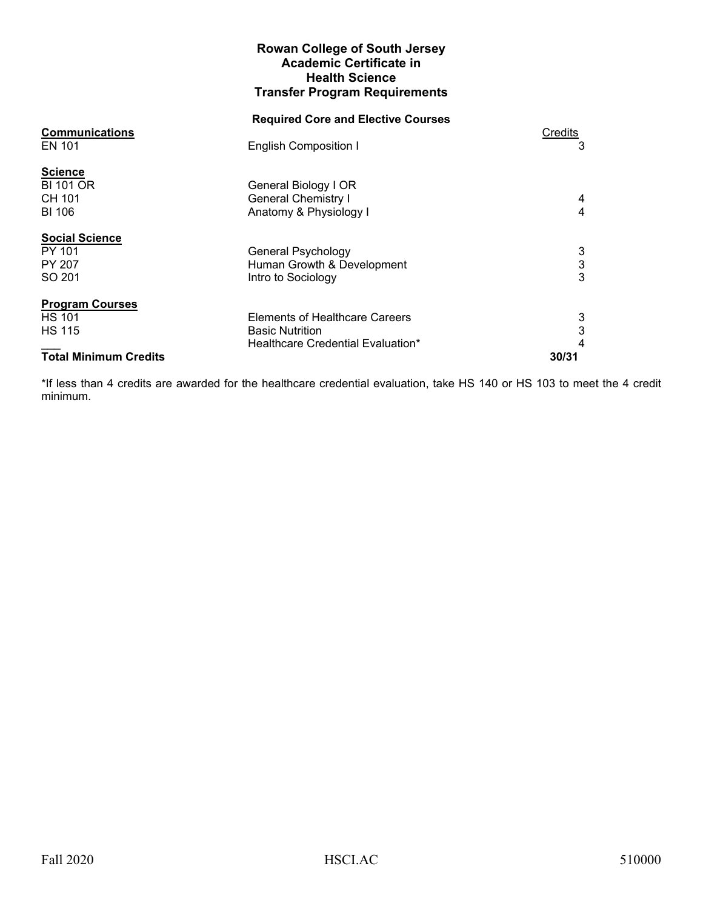# Rowan College of South Jersey
# Academic Certificate in
# Health Science
# Transfer Program Requirements

### Required Core and Elective Courses

| | | Credits |
|---|---|---|
| **Communications** | | |
| EN 101 | English Composition I | 3 |
| **Science** | | |
| BI 101 OR | General Biology I OR | |
| CH 101 | General Chemistry I | 4 |
| BI 106 | Anatomy & Physiology I | 4 |
| **Social Science** | | |
| PY 101 | General Psychology | 3 |
| PY 207 | Human Growth & Development | 3 |
| SO 201 | Intro to Sociology | 3 |
| **Program Courses** | | |
| HS 101 | Elements of Healthcare Careers | 3 |
| HS 115 | Basic Nutrition | 3 |
| ___ | Healthcare Credential Evaluation* | 4 |
| **Total Minimum Credits** | | **30/31** |

*If less than 4 credits are awarded for the healthcare credential evaluation, take HS 140 or HS 103 to meet the 4 credit minimum.

Fall 2020 HSCI.AC 510000